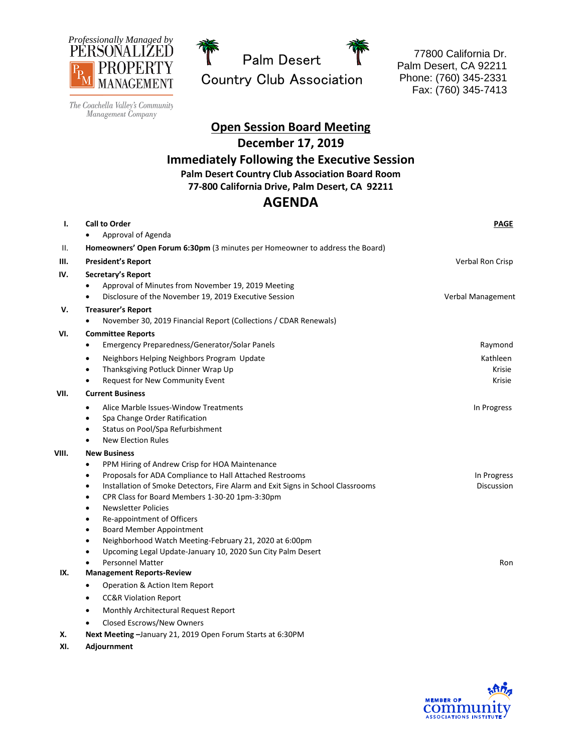Professionally Managed by
PERSONALIZED PROPERTY MANAGEMENT
*The Coachella Valley's Community Management Company*

Palm Desert Country Club Association

77800 California Dr.
Palm Desert, CA 92211
Phone: (760) 345-2331
Fax: (760) 345-7413

# Open Session Board Meeting

## December 17, 2019

## Immediately Following the Executive Session

**Palm Desert Country Club Association Board Room**
**77-800 California Drive, Palm Desert, CA 92211**

# AGENDA

| | | PAGE |
|---|---|---|
| I. | **Call to Order** | |
| | • Approval of Agenda | |
| II. | **Homeowners' Open Forum 6:30pm** (3 minutes per Homeowner to address the Board) | |
| III. | **President's Report** | Verbal Ron Crisp |
| IV. | **Secretary's Report** | |
| | • Approval of Minutes from November 19, 2019 Meeting | |
| | • Disclosure of the November 19, 2019 Executive Session | Verbal Management |
| V. | **Treasurer's Report** | |
| | • November 30, 2019 Financial Report (Collections / CDAR Renewals) | |
| VI. | **Committee Reports** | |
| | • Emergency Preparedness/Generator/Solar Panels | Raymond |
| | • Neighbors Helping Neighbors Program Update | Kathleen |
| | • Thanksgiving Potluck Dinner Wrap Up | Krisie |
| | • Request for New Community Event | Krisie |
| VII. | **Current Business** | |
| | • Alice Marble Issues-Window Treatments | In Progress |
| | • Spa Change Order Ratification | |
| | • Status on Pool/Spa Refurbishment | |
| | • New Election Rules | |
| VIII. | **New Business** | |
| | • PPM Hiring of Andrew Crisp for HOA Maintenance | |
| | • Proposals for ADA Compliance to Hall Attached Restrooms | In Progress |
| | • Installation of Smoke Detectors, Fire Alarm and Exit Signs in School Classrooms | Discussion |
| | • CPR Class for Board Members 1-30-20 1pm-3:30pm | |
| | • Newsletter Policies | |
| | • Re-appointment of Officers | |
| | • Board Member Appointment | |
| | • Neighborhood Watch Meeting-February 21, 2020 at 6:00pm | |
| | • Upcoming Legal Update-January 10, 2020 Sun City Palm Desert | |
| | • Personnel Matter | Ron |
| IX. | **Management Reports-Review** | |
| | • Operation & Action Item Report | |
| | • CC&R Violation Report | |
| | • Monthly Architectural Request Report | |
| | • Closed Escrows/New Owners | |
| X. | **Next Meeting** –January 21, 2019 Open Forum Starts at 6:30PM | |
| XI. | **Adjournment** | |

MEMBER OF community ASSOCIATIONS INSTITUTE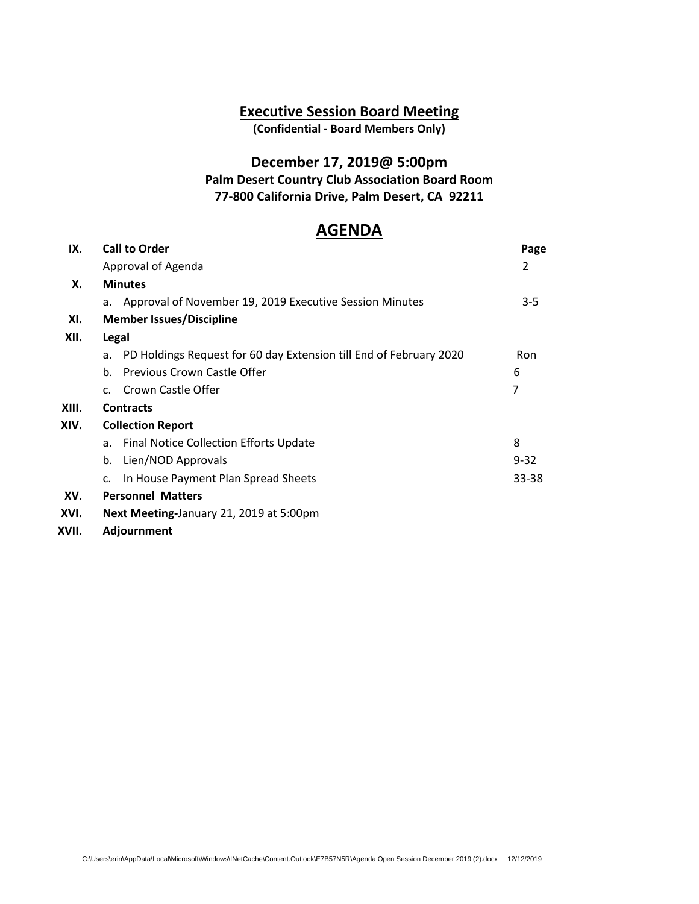# Executive Session Board Meeting

**(Confidential - Board Members Only)**

**December 17, 2019@ 5:00pm**

**Palm Desert Country Club Association Board Room**

**77-800 California Drive, Palm Desert, CA 92211**

## AGENDA

| | | |
|---|---|---|
| **IX.** | **Call to Order** | **Page** |
| | Approval of Agenda | 2 |
| **X.** | **Minutes** | |
| | a. Approval of November 19, 2019 Executive Session Minutes | 3-5 |
| **XI.** | **Member Issues/Discipline** | |
| **XII.** | **Legal** | |
| | a. PD Holdings Request for 60 day Extension till End of February 2020 | Ron |
| | b. Previous Crown Castle Offer | 6 |
| | c. Crown Castle Offer | 7 |
| **XIII.** | **Contracts** | |
| **XIV.** | **Collection Report** | |
| | a. Final Notice Collection Efforts Update | 8 |
| | b. Lien/NOD Approvals | 9-32 |
| | c. In House Payment Plan Spread Sheets | 33-38 |
| **XV.** | **Personnel Matters** | |
| **XVI.** | **Next Meeting-**January 21, 2019 at 5:00pm | |
| **XVII.** | **Adjournment** | |

C:\Users\erin\AppData\Local\Microsoft\Windows\INetCache\Content.Outlook\E7B57N5R\Agenda Open Session December 2019 (2).docx 12/12/2019